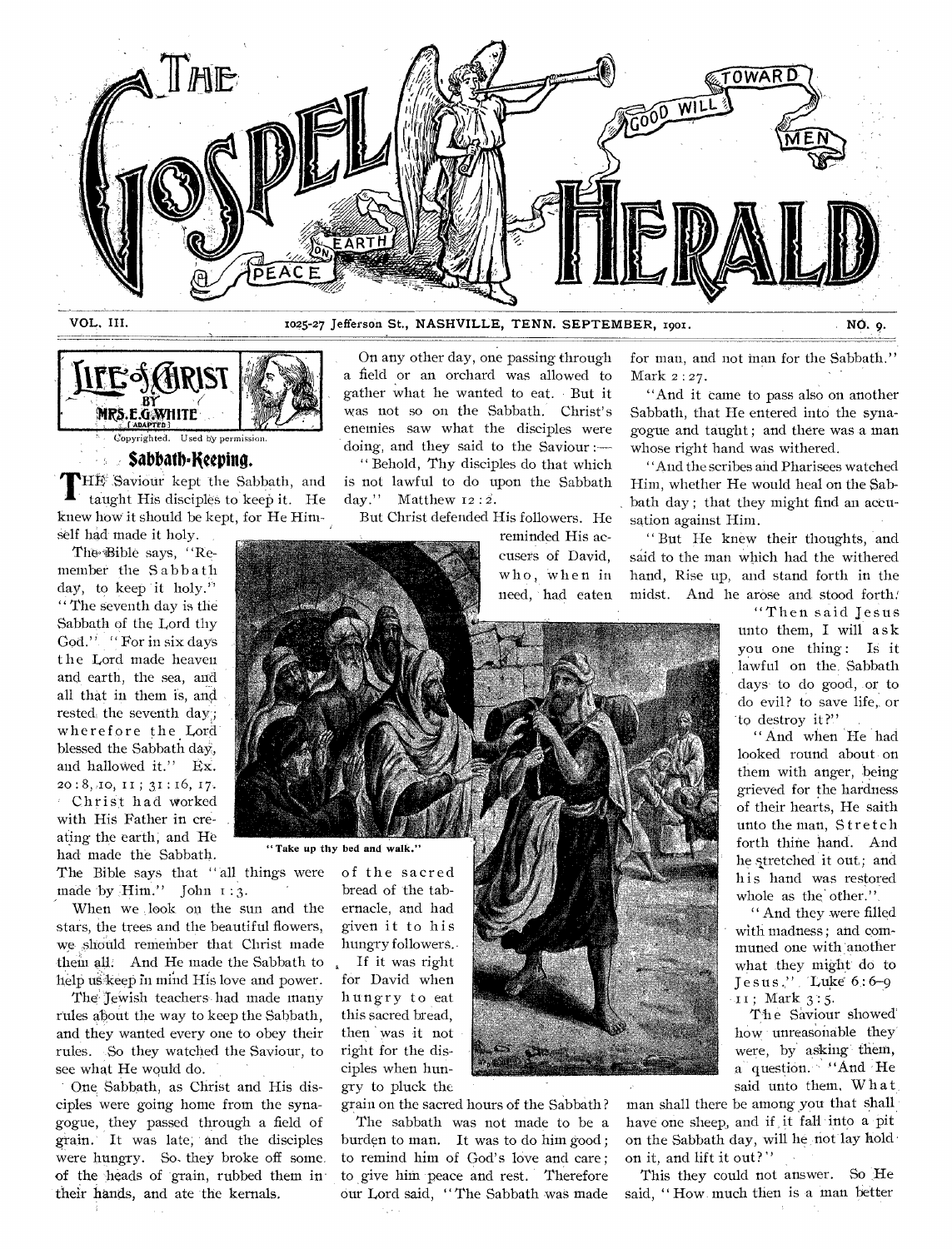# THE GOSPEL HERALD

GOOD WILL TOWARD MEN — PEACE ON EARTH

VOL. III. 1025-27 Jefferson St., NASHVILLE, TENN. SEPTEMBER, 1901. NO. 9.

## LIFE of CHRIST BY MRS. E. G. WHITE [ADAPTED]

Copyrighted. Used by permission.

### Sabbath-Keeping.

THE Saviour kept the Sabbath, and taught His disciples to keep it. He knew how it should be kept, for He Himself had made it holy.

The Bible says, "Remember the Sabbath day, to keep it holy." "The seventh day is the Sabbath of the Lord thy God." "For in six days the Lord made heaven and earth, the sea, and all that in them is, and rested the seventh day; wherefore the Lord blessed the Sabbath day, and hallowed it." Ex. 20:8, 10, 11; 31:16, 17.

Christ had worked with His Father in creating the earth, and He had made the Sabbath. The Bible says that "all things were made by Him." John 1:3.

When we look on the sun and the stars, the trees and the beautiful flowers, we should remember that Christ made them all. And He made the Sabbath to help us keep in mind His love and power.

The Jewish teachers had made many rules about the way to keep the Sabbath, and they wanted every one to obey their rules. So they watched the Saviour, to see what He would do.

One Sabbath, as Christ and His disciples were going home from the synagogue, they passed through a field of grain. It was late, and the disciples were hungry. So they broke off some of the heads of grain, rubbed them in their hands, and ate the kernels.

On any other day, one passing through a field or an orchard was allowed to gather what he wanted to eat. But it was not so on the Sabbath. Christ's enemies saw what the disciples were doing, and they said to the Saviour:—

"Behold, Thy disciples do that which is not lawful to do upon the Sabbath day." Matthew 12:2.

But Christ defended His followers. He reminded His accusers of David, who, when in need, had eaten of the sacred bread of the tabernacle, and had given it to his hungry followers.

"Take up thy bed and walk."

If it was right for David when hungry to eat this sacred bread, then was it not right for the disciples when hungry to pluck the grain on the sacred hours of the Sabbath?

The sabbath was not made to be a burden to man. It was to do him good; to remind him of God's love and care; to give him peace and rest. Therefore our Lord said, "The Sabbath was made for man, and not man for the Sabbath." Mark 2:27.

"And it came to pass also on another Sabbath, that He entered into the synagogue and taught; and there was a man whose right hand was withered.

"And the scribes and Pharisees watched Him, whether He would heal on the Sabbath day; that they might find an accusation against Him.

"But He knew their thoughts, and said to the man which had the withered hand, Rise up, and stand forth in the midst. And he arose and stood forth.

"Then said Jesus unto them, I will ask you one thing: Is it lawful on the Sabbath days to do good, or to do evil? to save life, or to destroy it?"

"And when He had looked round about on them with anger, being grieved for the hardness of their hearts, He saith unto the man, Stretch forth thine hand. And he stretched it out; and his hand was restored whole as the other."

"And they were filled with madness; and communed one with another what they might do to Jesus." Luke 6:6–9, 11; Mark 3:5.

The Saviour showed how unreasonable they were, by asking them, a question. "And He said unto them, What man shall there be among you that shall have one sheep, and if it fall into a pit on the Sabbath day, will he not lay hold on it, and lift it out?"

This they could not answer. So He said, "How much then is a man better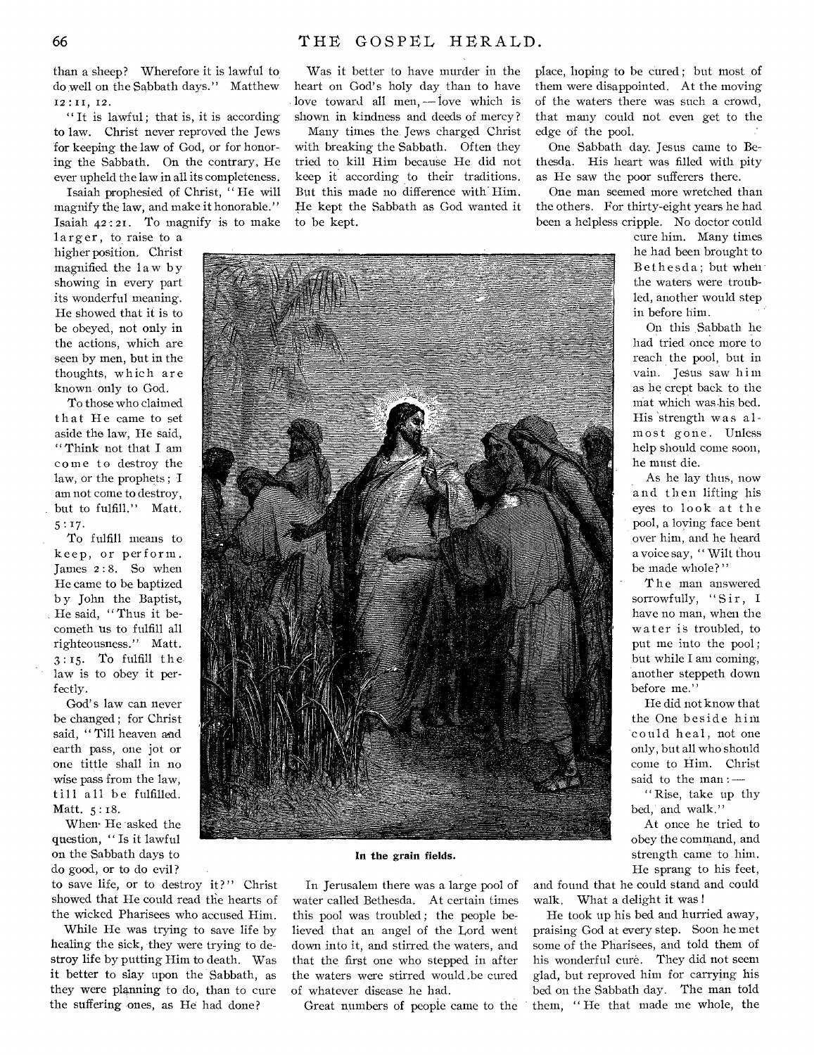than a sheep? Wherefore it is lawful to do well on the Sabbath days." Matthew 12:11, 12.

"It is lawful; that is, it is according to law. Christ never reproved the Jews for keeping the law of God, or for honoring the Sabbath. On the contrary, He ever upheld the law in all its completeness.

Isaiah prophesied of Christ, "He will magnify the law, and make it honorable." Isaiah 42:21. To magnify is to make larger, to raise to a higher position. Christ magnified the law by showing in every part its wonderful meaning. He showed that it is to be obeyed, not only in the actions, which are seen by men, but in the thoughts, which are known only to God.

To those who claimed that He came to set aside the law, He said, "Think not that I am come to destroy the law, or the prophets; I am not come to destroy, but to fulfill." Matt. 5:17.

To fulfill means to keep, or perform. James 2:8. So when He came to be baptized by John the Baptist, He said, "Thus it becometh us to fulfill all righteousness." Matt. 3:15. To fulfill the law is to obey it perfectly.

God's law can never be changed; for Christ said, "Till heaven and earth pass, one jot or one tittle shall in no wise pass from the law, till all be fulfilled. Matt. 5:18.

When He asked the question, "Is it lawful on the Sabbath days to do good, or to do evil? to save life, or to destroy it?" Christ showed that He could read the hearts of the wicked Pharisees who accused Him.

While He was trying to save life by healing the sick, they were trying to destroy life by putting Him to death. Was it better to slay upon the Sabbath, as they were planning to do, than to cure the suffering ones, as He had done?

Was it better to have murder in the heart on God's holy day than to have love toward all men, — love which is shown in kindness and deeds of mercy?

Many times the Jews charged Christ with breaking the Sabbath. Often they tried to kill Him because He did not keep it according to their traditions. But this made no difference with Him. He kept the Sabbath as God wanted it to be kept.

In the grain fields.

In Jerusalem there was a large pool of water called Bethesda. At certain times this pool was troubled; the people believed that an angel of the Lord went down into it, and stirred the waters, and that the first one who stepped in after the waters were stirred would be cured of whatever disease he had.

Great numbers of people came to the place, hoping to be cured; but most of them were disappointed. At the moving of the waters there was such a crowd, that many could not even get to the edge of the pool.

One Sabbath day. Jesus came to Bethesda. His heart was filled with pity as He saw the poor sufferers there.

One man seemed more wretched than the others. For thirty-eight years he had been a helpless cripple. No doctor could cure him. Many times he had been brought to Bethesda; but when the waters were troubled, another would step in before him.

On this Sabbath he had tried once more to reach the pool, but in vain. Jesus saw him as he crept back to the mat which was his bed. His strength was almost gone. Unless help should come soon, he must die.

As he lay thus, now and then lifting his eyes to look at the pool, a loving face bent over him, and he heard a voice say, "Wilt thou be made whole?"

The man answered sorrowfully, "Sir, I have no man, when the water is troubled, to put me into the pool; but while I am coming, another steppeth down before me."

He did not know that the One beside him could heal, not one only, but all who should come to Him. Christ said to the man: —

"Rise, take up thy bed, and walk."

At once he tried to obey the command, and strength came to him. He sprang to his feet, and found that he could stand and could walk. What a delight it was!

He took up his bed and hurried away, praising God at every step. Soon he met some of the Pharisees, and told them of his wonderful cure. They did not seem glad, but reproved him for carrying his bed on the Sabbath day. The man told them, "He that made me whole, the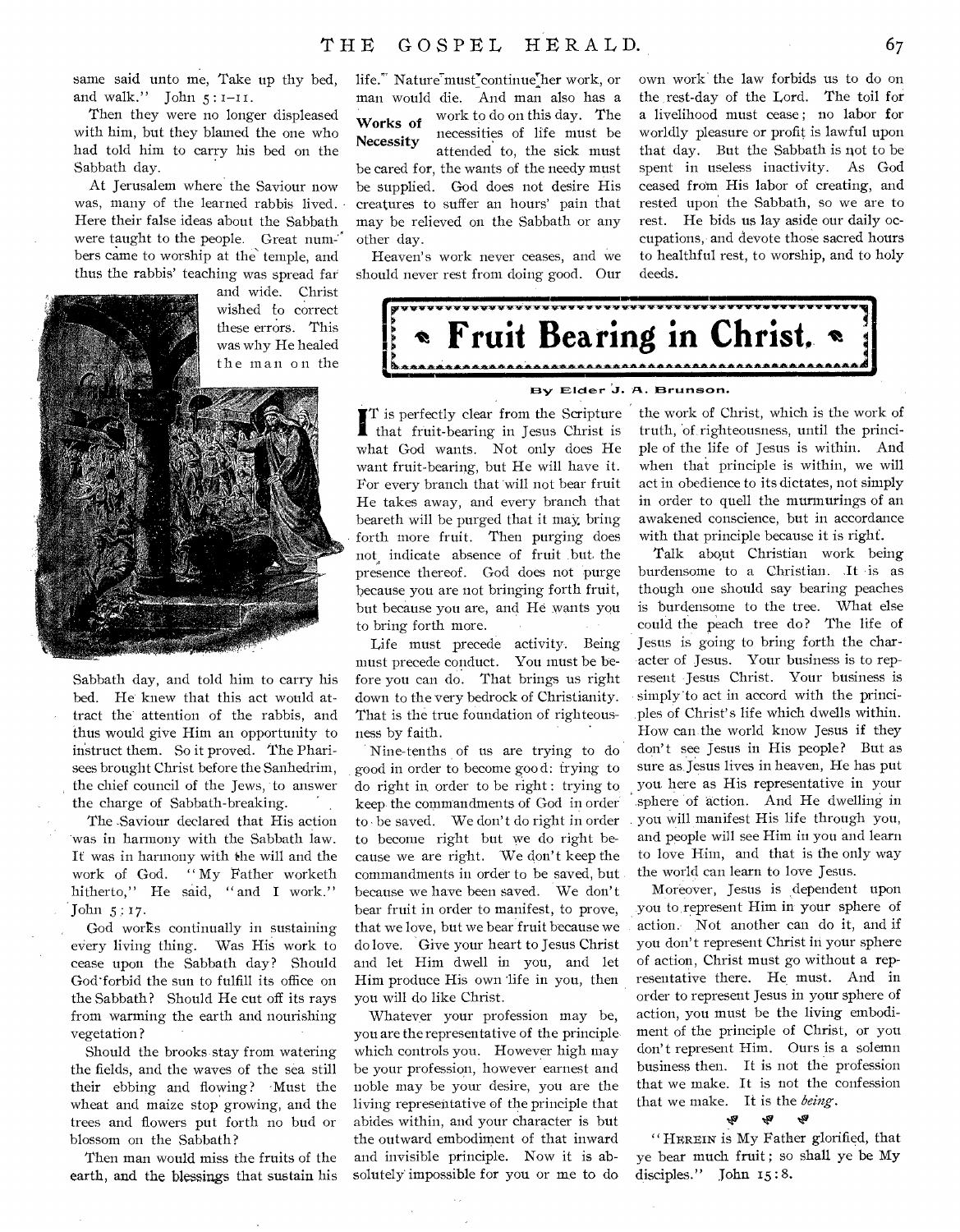same said unto me, Take up thy bed, and walk." John 5:1–11.

Then they were no longer displeased with him, but they blamed the one who had told him to carry his bed on the Sabbath day.

At Jerusalem where the Saviour now was, many of the learned rabbis lived. Here their false ideas about the Sabbath were taught to the people. Great numbers came to worship at the temple, and thus the rabbis' teaching was spread far and wide. Christ wished to correct these errors. This was why He healed the man on the Sabbath day, and told him to carry his bed. He knew that this act would attract the attention of the rabbis, and thus would give Him an opportunity to instruct them. So it proved. The Pharisees brought Christ before the Sanhedrim, the chief council of the Jews, to answer the charge of Sabbath-breaking.

The Saviour declared that His action was in harmony with the Sabbath law. It was in harmony with the will and the work of God. "My Father worketh hitherto," He said, "and I work." John 5:17.

God works continually in sustaining every living thing. Was His work to cease upon the Sabbath day? Should God forbid the sun to fulfill its office on the Sabbath? Should He cut off its rays from warming the earth and nourishing vegetation?

Should the brooks stay from watering the fields, and the waves of the sea still their ebbing and flowing? Must the wheat and maize stop growing, and the trees and flowers put forth no bud or blossom on the Sabbath?

Then man would miss the fruits of the earth, and the blessings that sustain his life. Nature must continue her work, or man would die. And man also has a work to do on this day. The necessities of life must be attended to, the sick must be cared for, the wants of the needy must be supplied. God does not desire His creatures to suffer an hours' pain that may be relieved on the Sabbath or any other day.

**Works of Necessity**

Heaven's work never ceases, and we should never rest from doing good. Our own work the law forbids us to do on the rest-day of the Lord. The toil for a livelihood must cease; no labor for worldly pleasure or profit is lawful upon that day. But the Sabbath is not to be spent in useless inactivity. As God ceased from His labor of creating, and rested upon the Sabbath, so we are to rest. He bids us lay aside our daily occupations, and devote those sacred hours to healthful rest, to worship, and to holy deeds.

# Fruit Bearing in Christ.

By Elder J. A. Brunson.

It is perfectly clear from the Scripture that fruit-bearing in Jesus Christ is what God wants. Not only does He want fruit-bearing, but He will have it. For every branch that will not bear fruit He takes away, and every branch that beareth will be purged that it may bring forth more fruit. Then purging does not indicate absence of fruit but the presence thereof. God does not purge because you are not bringing forth fruit, but because you are, and He wants you to bring forth more.

Life must precede activity. Being must precede conduct. You must be before you can do. That brings us right down to the very bedrock of Christianity. That is the true foundation of righteousness by faith.

Nine-tenths of us are trying to do good in order to become good: trying to do right in order to be right: trying to keep the commandments of God in order to be saved. We don't do right in order to become right but we do right because we are right. We don't keep the commandments in order to be saved, but because we have been saved. We don't bear fruit in order to manifest, to prove, that we love, but we bear fruit because we do love. Give your heart to Jesus Christ and let Him dwell in you, and let Him produce His own life in you, then you will do like Christ.

Whatever your profession may be, you are the representative of the principle which controls you. However high may be your profession, however earnest and noble may be your desire, you are the living representative of the principle that abides within, and your character is but the outward embodiment of that inward and invisible principle. Now it is absolutely impossible for you or me to do the work of Christ, which is the work of truth, of righteousness, until the principle of the life of Jesus is within. And when that principle is within, we will act in obedience to its dictates, not simply in order to quell the murmurings of an awakened conscience, but in accordance with that principle because it is right.

Talk about Christian work being burdensome to a Christian. It is as though one should say bearing peaches is burdensome to the tree. What else could the peach tree do? The life of Jesus is going to bring forth the character of Jesus. Your business is to represent Jesus Christ. Your business is simply to act in accord with the principles of Christ's life which dwells within. How can the world know Jesus if they don't see Jesus in His people? But as sure as Jesus lives in heaven, He has put you here as His representative in your sphere of action. And He dwelling in you will manifest His life through you, and people will see Him in you and learn to love Him, and that is the only way the world can learn to love Jesus.

Moreover, Jesus is dependent upon you to represent Him in your sphere of action. Not another can do it, and if you don't represent Christ in your sphere of action, Christ must go without a representative there. He must. And in order to represent Jesus in your sphere of action, you must be the living embodiment of the principle of Christ, or you don't represent Him. Ours is a solemn business then. It is not the profession that we make. It is not the confession that we make. It is the *being*.

"Herein is My Father glorified, that ye bear much fruit; so shall ye be My disciples." John 15:8.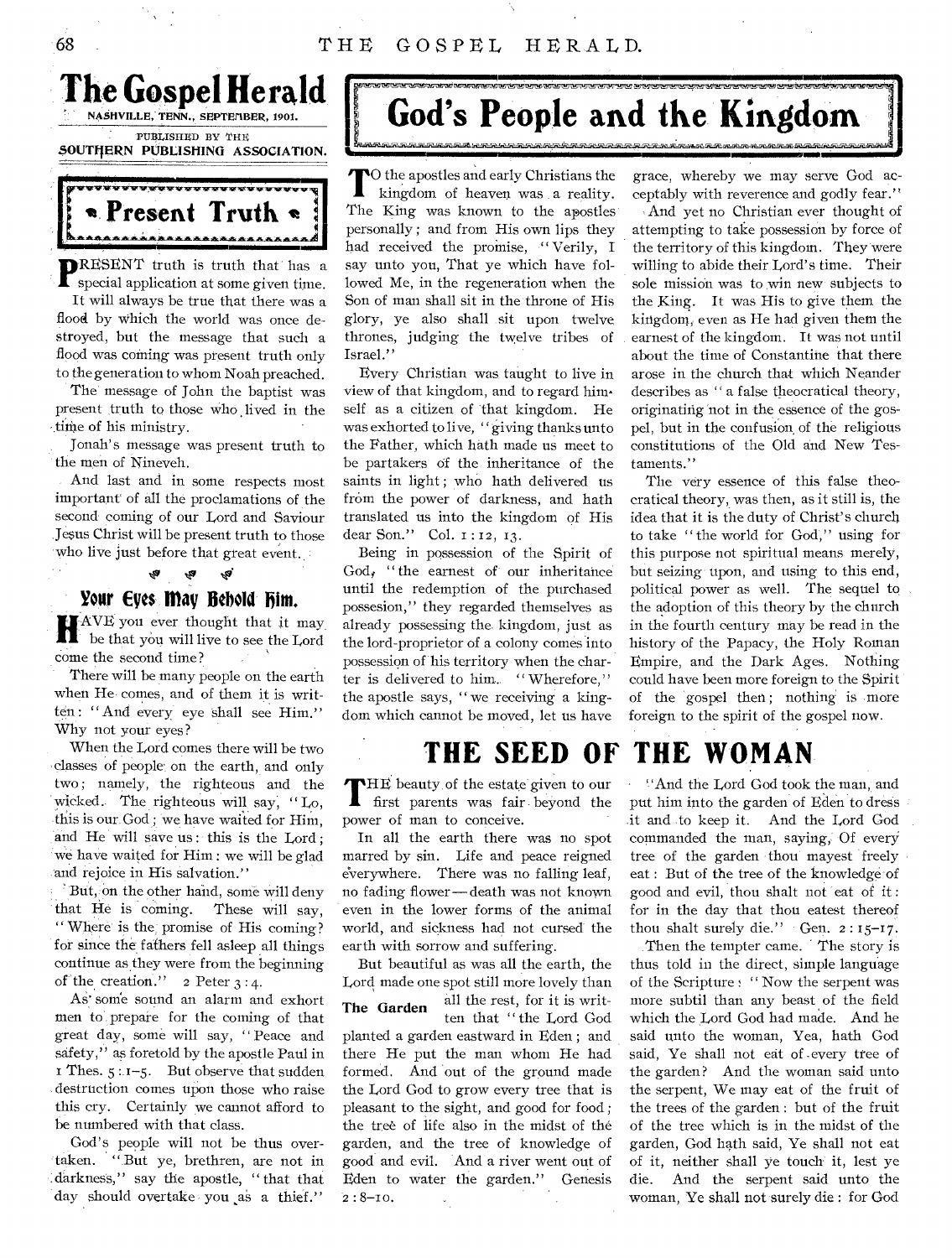# The Gospel Herald

NASHVILLE, TENN., SEPTEMBER, 1901.

PUBLISHED BY THE SOUTHERN PUBLISHING ASSOCIATION.

## Present Truth

PRESENT truth is truth that has a special application at some given time.

It will always be true that there was a flood by which the world was once destroyed, but the message that such a flood was coming was present truth only to the generation to whom Noah preached.

The message of John the baptist was present truth to those who lived in the time of his ministry.

Jonah's message was present truth to the men of Nineveh.

And last and in some respects most important of all the proclamations of the second coming of our Lord and Saviour Jesus Christ will be present truth to those who live just before that great event.

### Your Eyes May Behold Him.

HAVE you ever thought that it may be that you will live to see the Lord come the second time?

There will be many people on the earth when He comes, and of them it is written: "And every eye shall see Him." Why not your eyes?

When the Lord comes there will be two classes of people on the earth, and only two; namely, the righteous and the wicked. The righteous will say, "Lo, this is our God; we have waited for Him, and He will save us: this is the Lord; we have waited for Him: we will be glad and rejoice in His salvation."

But, on the other hand, some will deny that He is coming. These will say, "Where is the promise of His coming? for since the fathers fell asleep all things continue as they were from the beginning of the creation." 2 Peter 3:4.

As some sound an alarm and exhort men to prepare for the coming of that great day, some will say, "Peace and safety," as foretold by the apostle Paul in 1 Thes. 5:1–5. But observe that sudden destruction comes upon those who raise this cry. Certainly we cannot afford to be numbered with that class.

God's people will not be thus overtaken. "But ye, brethren, are not in darkness," say the apostle, "that that day should overtake you as a thief."

## God's People and the Kingdom

TO the apostles and early Christians the kingdom of heaven was a reality. The King was known to the apostles personally; and from His own lips they had received the promise, "Verily, I say unto you, That ye which have followed Me, in the regeneration when the Son of man shall sit in the throne of His glory, ye also shall sit upon twelve thrones, judging the twelve tribes of Israel."

Every Christian was taught to live in view of that kingdom, and to regard himself as a citizen of that kingdom. He was exhorted to live, "giving thanks unto the Father, which hath made us meet to be partakers of the inheritance of the saints in light; who hath delivered us from the power of darkness, and hath translated us into the kingdom of His dear Son." Col. 1:12, 13.

Being in possession of the Spirit of God, "the earnest of our inheritance until the redemption of the purchased possesion," they regarded themselves as already possessing the kingdom, just as the lord-proprietor of a colony comes into possession of his territory when the charter is delivered to him. "Wherefore," the apostle says, "we receiving a kingdom which cannot be moved, let us have grace, whereby we may serve God acceptably with reverence and godly fear."

And yet no Christian ever thought of attempting to take possession by force of the territory of this kingdom. They were willing to abide their Lord's time. Their sole mission was to win new subjects to the King. It was His to give them the kingdom, even as He had given them the earnest of the kingdom. It was not until about the time of Constantine that there arose in the church that which Neander describes as "a false theocratical theory, originating not in the essence of the gospel, but in the confusion of the religious constitutions of the Old and New Testaments."

The very essence of this false theocratical theory, was then, as it still is, the idea that it is the duty of Christ's church to take "the world for God," using for this purpose not spiritual means merely, but seizing upon, and using to this end, political power as well. The sequel to the adoption of this theory by the church in the fourth century may be read in the history of the Papacy, the Holy Roman Empire, and the Dark Ages. Nothing could have been more foreign to the Spirit of the gospel then; nothing is more foreign to the spirit of the gospel now.

## THE SEED OF THE WOMAN

THE beauty of the estate given to our first parents was fair beyond the power of man to conceive.

In all the earth there was no spot marred by sin. Life and peace reigned everywhere. There was no falling leaf, no fading flower—death was not known even in the lower forms of the animal world, and sickness had not cursed the earth with sorrow and suffering.

But beautiful as was all the earth, the Lord made one spot still more lovely than all the rest, for it is written that "the Lord God planted a garden eastward in Eden; and there He put the man whom He had formed. And out of the ground made the Lord God to grow every tree that is pleasant to the sight, and good for food; the tree of life also in the midst of the garden, and the tree of knowledge of good and evil. And a river went out of Eden to water the garden." Genesis 2:8–10.

**The Garden**

"And the Lord God took the man, and put him into the garden of Eden to dress it and to keep it. And the Lord God commanded the man, saying, Of every tree of the garden thou mayest freely eat: But of the tree of the knowledge of good and evil, thou shalt not eat of it: for in the day that thou eatest thereof thou shalt surely die." Gen. 2:15–17.

Then the tempter came. The story is thus told in the direct, simple language of the Scripture: "Now the serpent was more subtil than any beast of the field which the Lord God had made. And he said unto the woman, Yea, hath God said, Ye shall not eat of every tree of the garden? And the woman said unto the serpent, We may eat of the fruit of the trees of the garden: but of the fruit of the tree which is in the midst of the garden, God hath said, Ye shall not eat of it, neither shall ye touch it, lest ye die. And the serpent said unto the woman, Ye shall not surely die: for God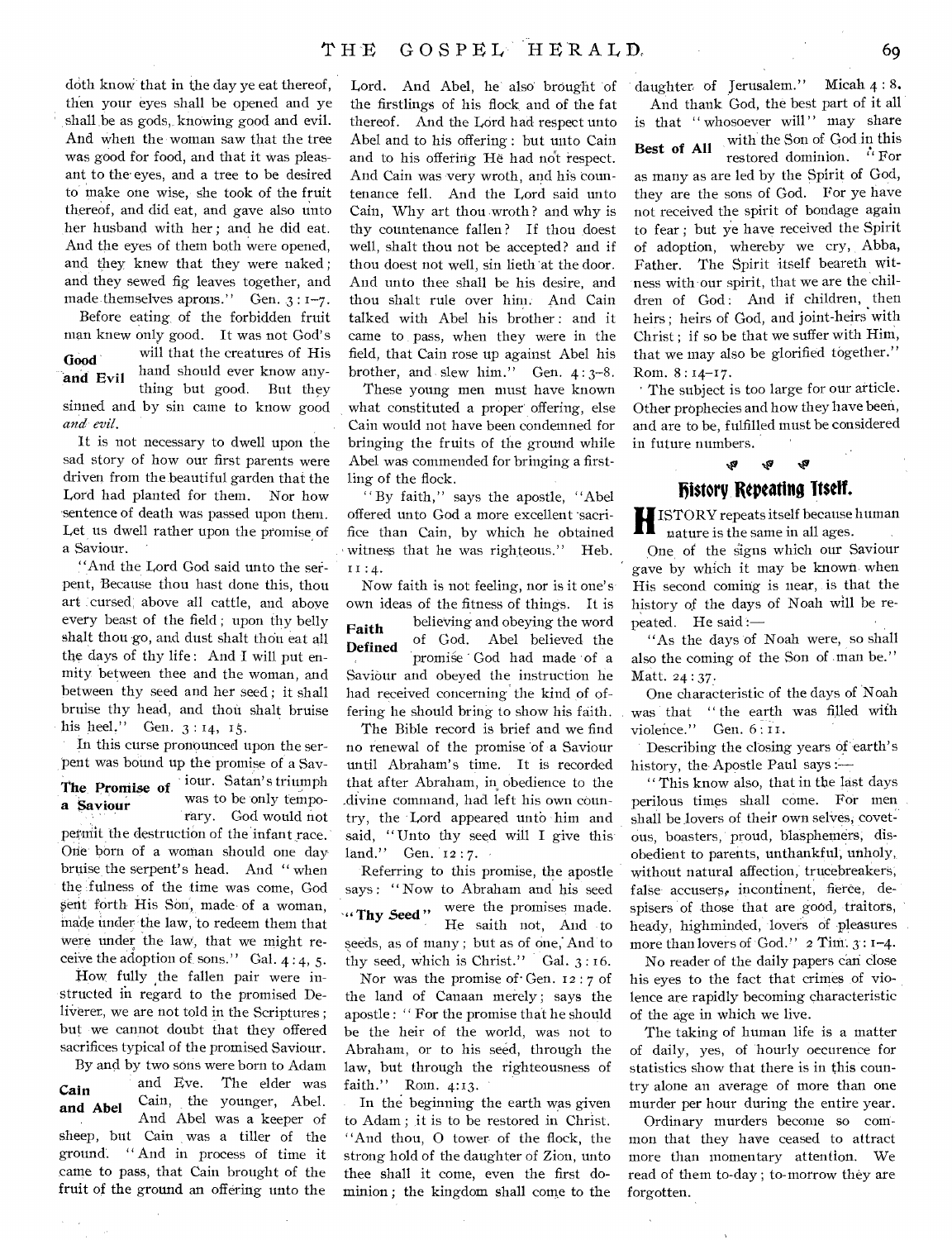doth know that in the day ye eat thereof, then your eyes shall be opened and ye shall be as gods, knowing good and evil. And when the woman saw that the tree was good for food, and that it was pleasant to the eyes, and a tree to be desired to make one wise, she took of the fruit thereof, and did eat, and gave also unto her husband with her; and he did eat. And the eyes of them both were opened, and they knew that they were naked; and they sewed fig leaves together, and made themselves aprons." Gen. 3:1–7.

Before eating of the forbidden fruit man knew only good. It was not God's will that the creatures of His hand should ever know anything but good. But they sinned and by sin came to know good *and evil*.

**Good and Evil**

It is not necessary to dwell upon the sad story of how our first parents were driven from the beautiful garden that the Lord had planted for them. Nor how sentence of death was passed upon them. Let us dwell rather upon the promise of a Saviour.

"And the Lord God said unto the serpent, Because thou hast done this, thou art cursed above all cattle, and above every beast of the field; upon thy belly shalt thou go, and dust shalt thou eat all the days of thy life: And I will put enmity between thee and the woman, and between thy seed and her seed; it shall bruise thy head, and thou shalt bruise his heel." Gen. 3:14, 15.

In this curse pronounced upon the serpent was bound up the promise of a Saviour. Satan's triumph was to be only temporary. God would not permit the destruction of the infant race. One born of a woman should one day bruise the serpent's head. And "when the fulness of the time was come, God sent forth His Son, made of a woman, made under the law, to redeem them that were under the law, that we might receive the adoption of sons." Gal. 4:4, 5.

**The Promise of a Saviour**

How fully the fallen pair were instructed in regard to the promised Deliverer, we are not told in the Scriptures; but we cannot doubt that they offered sacrifices typical of the promised Saviour.

By and by two sons were born to Adam and Eve. The elder was Cain, the younger, Abel. And Abel was a keeper of sheep, but Cain was a tiller of the ground. "And in process of time it came to pass, that Cain brought of the fruit of the ground an offering unto the Lord. And Abel, he also brought of the firstlings of his flock and of the fat thereof. And the Lord had respect unto Abel and to his offering: but unto Cain and to his offering He had not respect. And Cain was very wroth, and his countenance fell. And the Lord said unto Cain, Why art thou wroth? and why is thy countenance fallen? If thou doest well, shalt thou not be accepted? and if thou doest not well, sin lieth at the door. And unto thee shall be his desire, and thou shalt rule over him. And Cain talked with Abel his brother: and it came to pass, when they were in the field, that Cain rose up against Abel his brother, and slew him." Gen. 4:3–8.

**Cain and Abel**

These young men must have known what constituted a proper offering, else Cain would not have been condemned for bringing the fruits of the ground while Abel was commended for bringing a firstling of the flock.

"By faith," says the apostle, "Abel offered unto God a more excellent sacrifice than Cain, by which he obtained witness that he was righteous." Heb. 11:4.

Now faith is not feeling, nor is it one's own ideas of the fitness of things. It is believing and obeying the word of God. Abel believed the promise God had made of a Saviour and obeyed the instruction he had received concerning the kind of offering he should bring to show his faith.

**Faith Defined**

The Bible record is brief and we find no renewal of the promise of a Saviour until Abraham's time. It is recorded that after Abraham, in obedience to the divine command, had left his own country, the Lord appeared unto him and said, "Unto thy seed will I give this land." Gen. 12:7.

Referring to this promise, the apostle says: "Now to Abraham and his seed were the promises made. He saith not, And to seeds, as of many; but as of one, And to thy seed, which is Christ." Gal. 3:16.

**"Thy Seed"**

Nor was the promise of Gen. 12:7 of the land of Canaan merely; says the apostle: "For the promise that he should be the heir of the world, was not to Abraham, or to his seed, through the law, but through the righteousness of faith." Rom. 4:13.

In the beginning the earth was given to Adam; it is to be restored in Christ. "And thou, O tower of the flock, the strong hold of the daughter of Zion, unto thee shall it come, even the first dominion; the kingdom shall come to the daughter of Jerusalem." Micah 4:8.

And thank God, the best part of it all is that "whosoever will" may share with the Son of God in this restored dominion. "For as many as are led by the Spirit of God, they are the sons of God. For ye have not received the spirit of bondage again to fear; but ye have received the Spirit of adoption, whereby we cry, Abba, Father. The Spirit itself beareth witness with our spirit, that we are the children of God: And if children, then heirs; heirs of God, and joint-heirs with Christ; if so be that we suffer with Him, that we may also be glorified together." Rom. 8:14–17.

**Best of All**

The subject is too large for our article. Other prophecies and how they have been, and are to be, fulfilled must be considered in future numbers.

## History Repeating Itself.

HISTORY repeats itself because human nature is the same in all ages.

One of the signs which our Saviour gave by which it may be known when His second coming is near, is that the history of the days of Noah will be repeated. He said:—

"As the days of Noah were, so shall also the coming of the Son of man be." Matt. 24:37.

One characteristic of the days of Noah was that "the earth was filled with violence." Gen. 6:11.

Describing the closing years of earth's history, the Apostle Paul says:—

"This know also, that in the last days perilous times shall come. For men shall be lovers of their own selves, covetous, boasters, proud, blasphemers, disobedient to parents, unthankful, unholy, without natural affection, trucebreakers, false accusers, incontinent, fierce, despisers of those that are good, traitors, heady, highminded, lovers of pleasures more than lovers of God." 2 Tim. 3:1–4.

No reader of the daily papers can close his eyes to the fact that crimes of violence are rapidly becoming characteristic of the age in which we live.

The taking of human life is a matter of daily, yes, of hourly occurence for statistics show that there is in this country alone an average of more than one murder per hour during the entire year.

Ordinary murders become so common that they have ceased to attract more than momentary attention. We read of them to-day; to-morrow they are forgotten.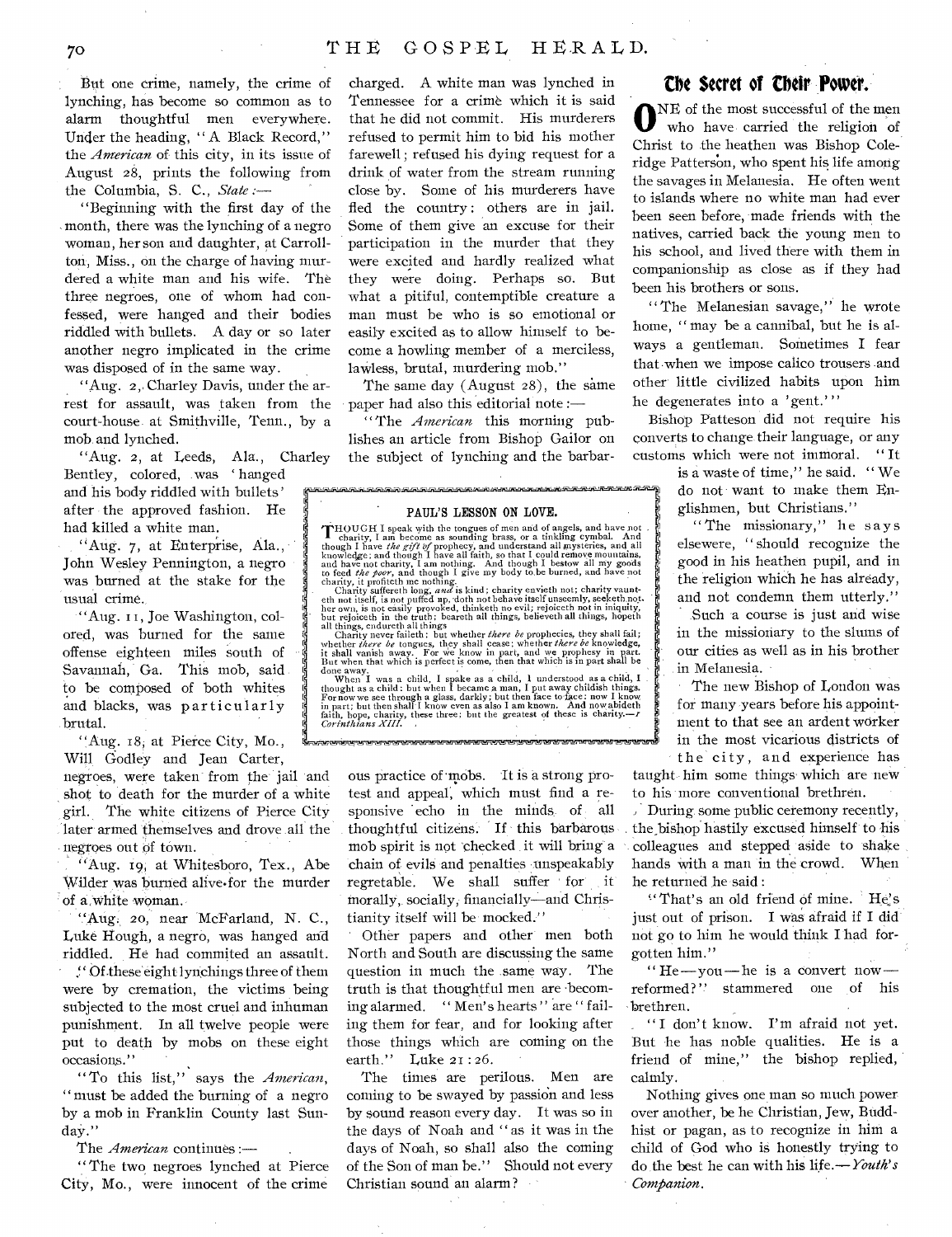But one crime, namely, the crime of lynching, has become so common as to alarm thoughtful men everywhere. Under the heading, "A Black Record," the *American* of this city, in its issue of August 28, prints the following from the Columbia, S. C., *State* :—

"Beginning with the first day of the month, there was the lynching of a negro woman, her son and daughter, at Carrollton, Miss., on the charge of having murdered a white man and his wife. The three negroes, one of whom had confessed, were hanged and their bodies riddled with bullets. A day or so later another negro implicated in the crime was disposed of in the same way.

"Aug. 2, Charley Davis, under the arrest for assault, was taken from the court-house at Smithville, Tenn., by a mob and lynched.

"Aug. 2, at Leeds, Ala., Charley Bentley, colored, was 'hanged and his body riddled with bullets' after the approved fashion. He had killed a white man.

"Aug. 7, at Enterprise, Ala., John Wesley Pennington, a negro was burned at the stake for the usual crime.

"Aug. 11, Joe Washington, colored, was burned for the same offense eighteen miles south of Savannah, Ga. This mob, said to be composed of both whites and blacks, was particularly brutal.

"Aug. 18, at Pierce City, Mo., Will Godley and Jean Carter, negroes, were taken from the jail and shot to death for the murder of a white girl. The white citizens of Pierce City later armed themselves and drove all the negroes out of town.

"Aug. 19, at Whitesboro, Tex., Abe Wilder was burned alive for the murder of a white woman.

"Aug. 20, near McFarland, N. C., Luke Hough, a negro, was hanged and riddled. He had commited an assault.

"Of these eight lynchings three of them were by cremation, the victims being subjected to the most cruel and inhuman punishment. In all twelve people were put to death by mobs on these eight occasions."

"To this list," says the *American*, "must be added the burning of a negro by a mob in Franklin County last Sunday."

The *American* continues :—

"The two negroes lynched at Pierce City, Mo., were innocent of the crime charged. A white man was lynched in Tennessee for a crime which it is said that he did not commit. His murderers refused to permit him to bid his mother farewell; refused his dying request for a drink of water from the stream running close by. Some of his murderers have fled the country; others are in jail. Some of them give an excuse for their participation in the murder that they were excited and hardly realized what they were doing. Perhaps so. But what a pitiful, contemptible creature a man must be who is so emotional or easily excited as to allow himself to become a howling member of a merciless, lawless, brutal, murdering mob."

The same day (August 28), the same paper had also this editorial note :—

"The *American* this morning publishes an article from Bishop Gailor on the subject of lynching and the barbarous practice of mobs. It is a strong protest and appeal, which must find a responsive echo in the minds of all thoughtful citizens. If this barbarous mob spirit is not checked it will bring a chain of evils and penalties unspeakably regretable. We shall suffer for it morally, socially, financially—and Christianity itself will be mocked."

Other papers and other men both North and South are discussing the same question in much the same way. The truth is that thoughtful men are becoming alarmed. "Men's hearts" are "failing them for fear, and for looking after those things which are coming on the earth." Luke 21 : 26.

The times are perilous. Men are coming to be swayed by passion and less by sound reason every day. It was so in the days of Noah and "as it was in the days of Noah, so shall also the coming of the Son of man be." Should not every Christian sound an alarm?

### PAUL'S LESSON ON LOVE.

THOUGH I speak with the tongues of men and of angels, and have not charity, I am become as sounding brass, or a tinkling cymbal. And though I have *the gift of* prophecy, and understand all mysteries, and all knowledge; and though I have all faith, so that I could remove mountains, and have not charity, I am nothing. And though I bestow all my goods to feed *the poor*, and though I give my body to be burned, and have not charity, it profiteth me nothing.

Charity suffereth long, *and* is kind; charity envieth not; charity vaunteth not itself, is not puffed up, doth not behave itself unseemly, seeketh not her own, is not easily provoked, thinketh no evil; rejoiceth not in iniquity, but rejoiceth in the truth; beareth all things, believeth all things, hopeth all things, endureth all things.

Charity never faileth: but whether *there be* prophecies, they shall fail; whether *there be* tongues, they shall cease; whether *there be* knowledge, it shall vanish away. For we know in part, and we prophesy in part. But when that which is perfect is come, then that which is in part shall be done away.

When I was a child, I spake as a child, I understood as a child, I thought as a child: but when I became a man, I put away childish things. For now we see through a glass, darkly; but then face to face: now I know in part; but then shall I know even as also I am known. And now abideth faith, hope, charity, these three; but the greatest of these is charity.—*I Corinthians XIII.*

## The Secret of Their Power.

ONE of the most successful of the men who have carried the religion of Christ to the heathen was Bishop Coleridge Patterson, who spent his life among the savages in Melanesia. He often went to islands where no white man had ever been seen before, made friends with the natives, carried back the young men to his school, and lived there with them in companionship as close as if they had been his brothers or sons.

"The Melanesian savage," he wrote home, "may be a cannibal, but he is always a gentleman. Sometimes I fear that when we impose calico trousers and other little civilized habits upon him he degenerates into a 'gent.'"

Bishop Patteson did not require his converts to change their language, or any customs which were not immoral. "It is a waste of time," he said. "We do not want to make them Englishmen, but Christians."

"The missionary," he says elsewere, "should recognize the good in his heathen pupil, and in the religion which he has already, and not condemn them utterly."

Such a course is just and wise in the missionary to the slums of our cities as well as in his brother in Melanesia.

The new Bishop of London was for many years before his appointment to that see an ardent worker in the most vicarious districts of the city, and experience has taught him some things which are new to his more conventional brethren.

During some public ceremony recently, the bishop hastily excused himself to his colleagues and stepped aside to shake hands with a man in the crowd. When he returned he said :

"That's an old friend of mine. He's just out of prison. I was afraid if I did not go to him he would think I had forgotten him."

"He—you—he is a convert now—reformed?" stammered one of his brethren.

"I don't know. I'm afraid not yet. But he has noble qualities. He is a friend of mine," the bishop replied, calmly.

Nothing gives one man so much power over another, be he Christian, Jew, Buddhist or pagan, as to recognize in him a child of God who is honestly trying to do the best he can with his life.—*Youth's Companion.*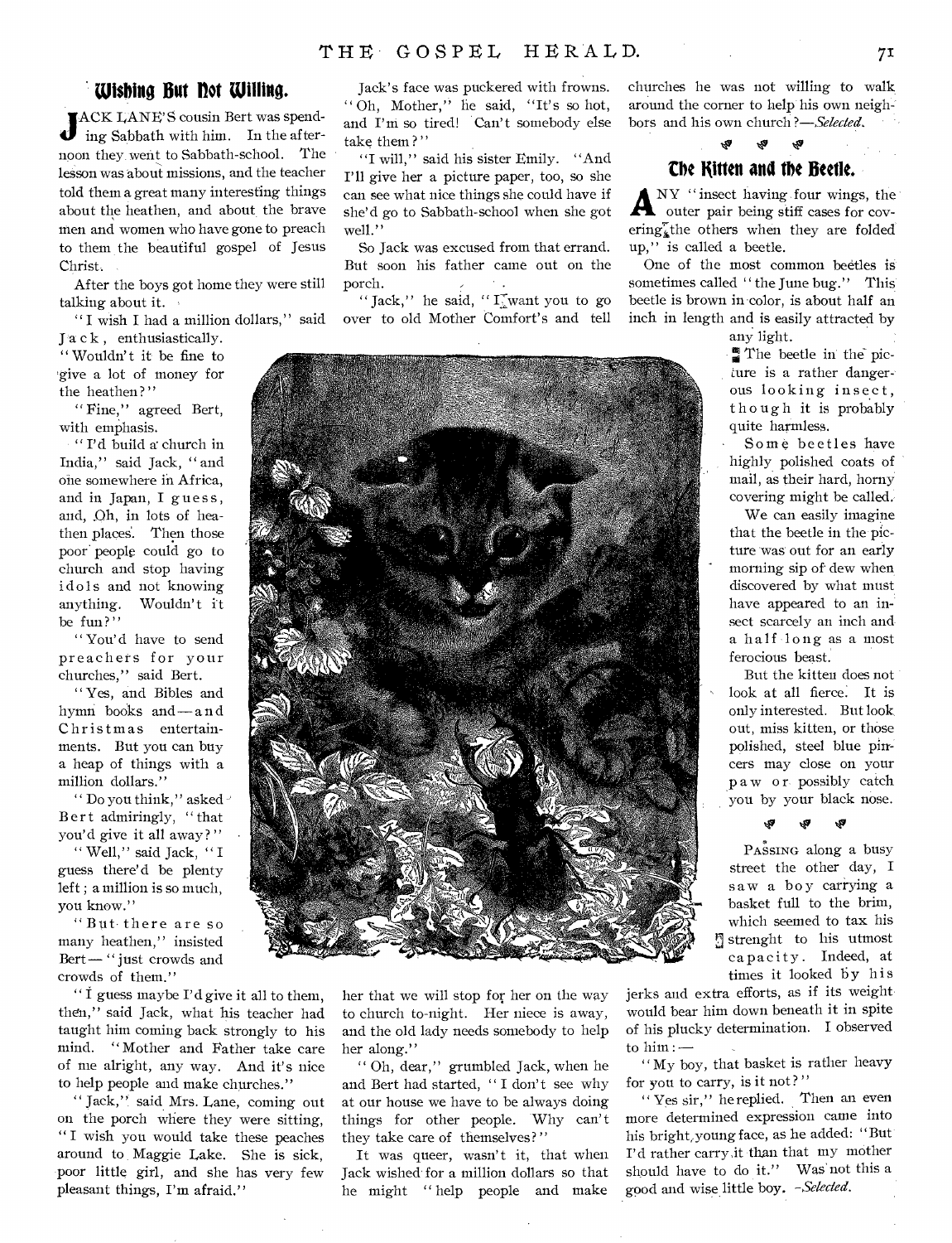## Wishing But Not Willing.

JACK LANE'S cousin Bert was spending Sabbath with him. In the afternoon they went to Sabbath-school. The lesson was about missions, and the teacher told them a great many interesting things about the heathen, and about the brave men and women who have gone to preach to them the beautiful gospel of Jesus Christ.

After the boys got home they were still talking about it.

"I wish I had a million dollars," said Jack, enthusiastically. "Wouldn't it be fine to give a lot of money for the heathen?"

"Fine," agreed Bert, with emphasis.

"I'd build a church in India," said Jack, "and one somewhere in Africa, and in Japan, I guess, and, Oh, in lots of heathen places. Then those poor people could go to church and stop having idols and not knowing anything. Wouldn't it be fun?"

"You'd have to send preachers for your churches," said Bert.

"Yes, and Bibles and hymn books and—and Christmas entertainments. But you can buy a heap of things with a million dollars."

"Do you think," asked Bert admiringly, "that you'd give it all away?"

"Well," said Jack, "I guess there'd be plenty left; a million is so much, you know."

"But there are so many heathen," insisted Bert—"just crowds and crowds of them."

"I guess maybe I'd give it all to them, then," said Jack, what his teacher had taught him coming back strongly to his mind. "Mother and Father take care of me alright, any way. And it's nice to help people and make churches."

"Jack," said Mrs. Lane, coming out on the porch where they were sitting, "I wish you would take these peaches around to Maggie Lake. She is sick, poor little girl, and she has very few pleasant things, I'm afraid."

Jack's face was puckered with frowns. "Oh, Mother," he said, "It's so hot, and I'm so tired! Can't somebody else take them?"

"I will," said his sister Emily. "And I'll give her a picture paper, too, so she can see what nice things she could have if she'd go to Sabbath-school when she got well."

So Jack was excused from that errand. But soon his father came out on the porch.

"Jack," he said, "I want you to go over to old Mother Comfort's and tell her that we will stop for her on the way to church to-night. Her niece is away, and the old lady needs somebody to help her along."

"Oh, dear," grumbled Jack, when he and Bert had started, "I don't see why at our house we have to be always doing things for other people. Why can't they take care of themselves?"

It was queer, wasn't it, that when Jack wished for a million dollars so that he might "help people and make churches he was not willing to walk around the corner to help his own neighbors and his own church?—*Selected.*

## The Kitten and the Beetle.

ANY "insect having four wings, the outer pair being stiff cases for covering the others when they are folded up," is called a beetle.

One of the most common beetles is sometimes called "the June bug." This beetle is brown in color, is about half an inch in length and is easily attracted by any light.

The beetle in the picture is a rather dangerous looking insect, though it is probably quite harmless.

Some beetles have highly polished coats of mail, as their hard, horny covering might be called.

We can easily imagine that the beetle in the picture was out for an early morning sip of dew when discovered by what must have appeared to an insect scarcely an inch and a half long as a most ferocious beast.

But the kitten does not look at all fierce. It is only interested. But look out, miss kitten, or those polished, steel blue pincers may close on your paw or possibly catch you by your black nose.

---

PASSING along a busy street the other day, I saw a boy carrying a basket full to the brim, which seemed to tax his strenght to his utmost capacity. Indeed, at times it looked by his jerks and extra efforts, as if its weight would bear him down beneath it in spite of his plucky determination. I observed to him:—

"My boy, that basket is rather heavy for you to carry, is it not?"

"Yes sir," he replied. Then an even more determined expression came into his bright, young face, as he added: "But I'd rather carry it than that my mother should have to do it." Was not this a good and wise little boy. —*Selected.*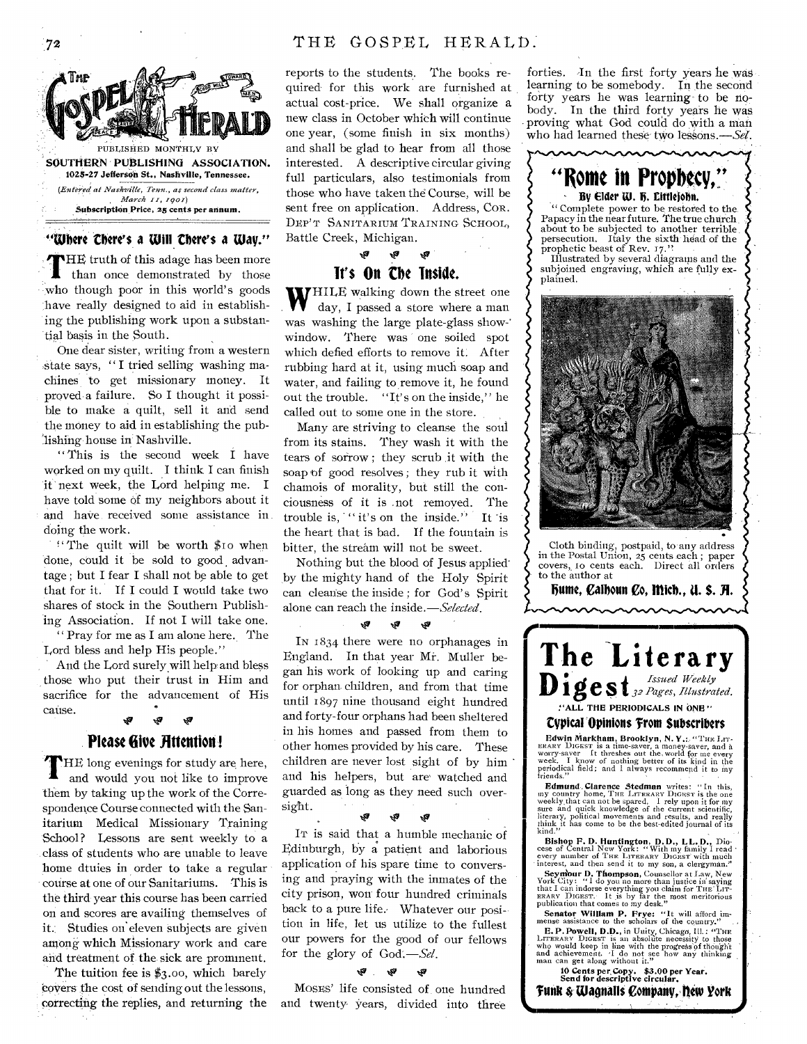THE GOSPEL HERALD

PUBLISHED MONTHLY BY

SOUTHERN PUBLISHING ASSOCIATION.

1025-27 Jefferson St., Nashville, Tennessee.

*(Entered at Nashville, Tenn., as second class matter, March 11, 1901)*

Subscription Price, 25 cents per annum.

## "Where There's a Will There's a Way."

THE truth of this adage has been more than once demonstrated by those who though poor in this world's goods have really designed to aid in establishing the publishing work upon a substantial basis in the South.

One dear sister, writing from a western state says, "I tried selling washing machines to get missionary money. It proved a failure. So I thought it possible to make a quilt, sell it and send the money to aid in establishing the publishing house in Nashville.

"This is the second week I have worked on my quilt. I think I can finish it next week, the Lord helping me. I have told some of my neighbors about it and have received some assistance in doing the work.

"The quilt will be worth $10 when done, could it be sold to good advantage; but I fear I shall not be able to get that for it. If I could I would take two shares of stock in the Southern Publishing Association. If not I will take one.

"Pray for me as I am alone here. The Lord bless and help His people."

And the Lord surely will help and bless those who put their trust in Him and sacrifice for the advancement of His cause.

## Please Give Attention!

THE long evenings for study are here, and would you not like to improve them by taking up the work of the Correspondence Course connected with the Sanitarium Medical Missionary Training School? Lessons are sent weekly to a class of students who are unable to leave home dtuies in order to take a regular course at one of our Sanitariums. This is the third year this course has been carried on and scores are availing themselves of it. Studies on eleven subjects are given among which Missionary work and care and treatment of the sick are prominent.

The tuition fee is $3.00, which barely covers the cost of sending out the lessons, correcting the replies, and returning the reports to the students. The books required for this work are furnished at actual cost-price. We shall organize a new class in October which will continue one year, (some finish in six months) and shall be glad to hear from all those interested. A descriptive circular giving full particulars, also testimonials from those who have taken the Course, will be sent free on application. Address, COR. DEP'T SANITARIUM TRAINING SCHOOL, Battle Creek, Michigan.

## It's On The Inside.

WHILE walking down the street one day, I passed a store where a man was washing the large plate-glass show-window. There was one soiled spot which defied efforts to remove it. After rubbing hard at it, using much soap and water, and failing to remove it, he found out the trouble. "It's on the inside," he called out to some one in the store.

Many are striving to cleanse the soul from its stains. They wash it with the tears of sorrow; they scrub it with the soap of good resolves; they rub it with chamois of morality, but still the conciousness of it is not removed. The trouble is, "it's on the inside." It is the heart that is bad. If the fountain is bitter, the stream will not be sweet.

Nothing but the blood of Jesus applied by the mighty hand of the Holy Spirit can cleanse the inside; for God's Spirit alone can reach the inside.—*Selected.*

IN 1834 there were no orphanages in England. In that year Mr. Muller began his work of looking up and caring for orphan children, and from that time until 1897 nine thousand eight hundred and forty-four orphans had been sheltered in his homes and passed from them to other homes provided by his care. These children are never lost sight of by him and his helpers, but are watched and guarded as long as they need such oversight.

IT is said that a humble mechanic of Edinburgh, by a patient and laborious application of his spare time to conversing and praying with the inmates of the city prison, won four hundred criminals back to a pure life. Whatever our position in life, let us utilize to the fullest our powers for the good of our fellows for the glory of God.—*Sel.*

MOSES' life consisted of one hundred and twenty years, divided into three forties. In the first forty years he was learning to be somebody. In the second forty years he was learning to be nobody. In the third forty years he was proving what God could do with a man who had learned these two lessons.—*Sel.*

## "Rome in Prophecy,"

**By Elder W. H. Littlejohn.**

"Complete power to be restored to the Papacy in the near future. The true church about to be subjected to another terrible persecution. Italy the sixth head of the prophetic beast of Rev. 17."

Illustrated by several diagrams and the subjoined engraving, which are fully explained.

Cloth binding, postpaid, to any address in the Postal Union, 25 cents each; paper covers, 10 cents each. Direct all orders to the author at

**Hume, Calhoun Co, Mich., U. S. A.**

## The Literary Digest

*Issued Weekly 32 Pages, Illustrated.*

"ALL THE PERIODICALS IN ONE"

### Typical Opinions From Subscribers

**Edwin Markham, Brooklyn, N. Y.:** "THE LITERARY DIGEST is a time-saver, a money-saver, and a worry-saver. It threshes out the world for me every week. I know of nothing better of its kind in the periodical field; and I always recommend it to my friends."

**Edmund Clarence Stedman** writes: "In this, my country home, THE LITERARY DIGEST is the one weekly that can not be spared. I rely upon it for my sure and quick knowledge of the current scientific, literary, political movements and results, and really think it has come to be the best-edited journal of its kind."

**Bishop F. D. Huntington, D.D., LL.D.,** Diocese of Central New York: "With my family I read every number of THE LITERARY DIGEST with much interest, and then send it to my son, a clergyman."

**Seymour D. Thompson,** Counsellor at Law, New York City: "I do you no more than justice in saying that I can indorse everything you claim for THE LITERARY DIGEST. It is by far the most meritorious publication that comes to my desk."

**Senator William P. Frye:** "It will afford immense assistance to the scholars of the country."

**E. P. Powell, D.D.,** in Unity, Chicago, Ill.: "THE LITERARY DIGEST is an absolute necessity to those who would keep in line with the progress of thought and achievement. I do not see how any thinking man can get along without it."

**10 Cents per Copy. $3.00 per Year. Send for descriptive circular.**

**Funk & Wagnalls Company, New York**